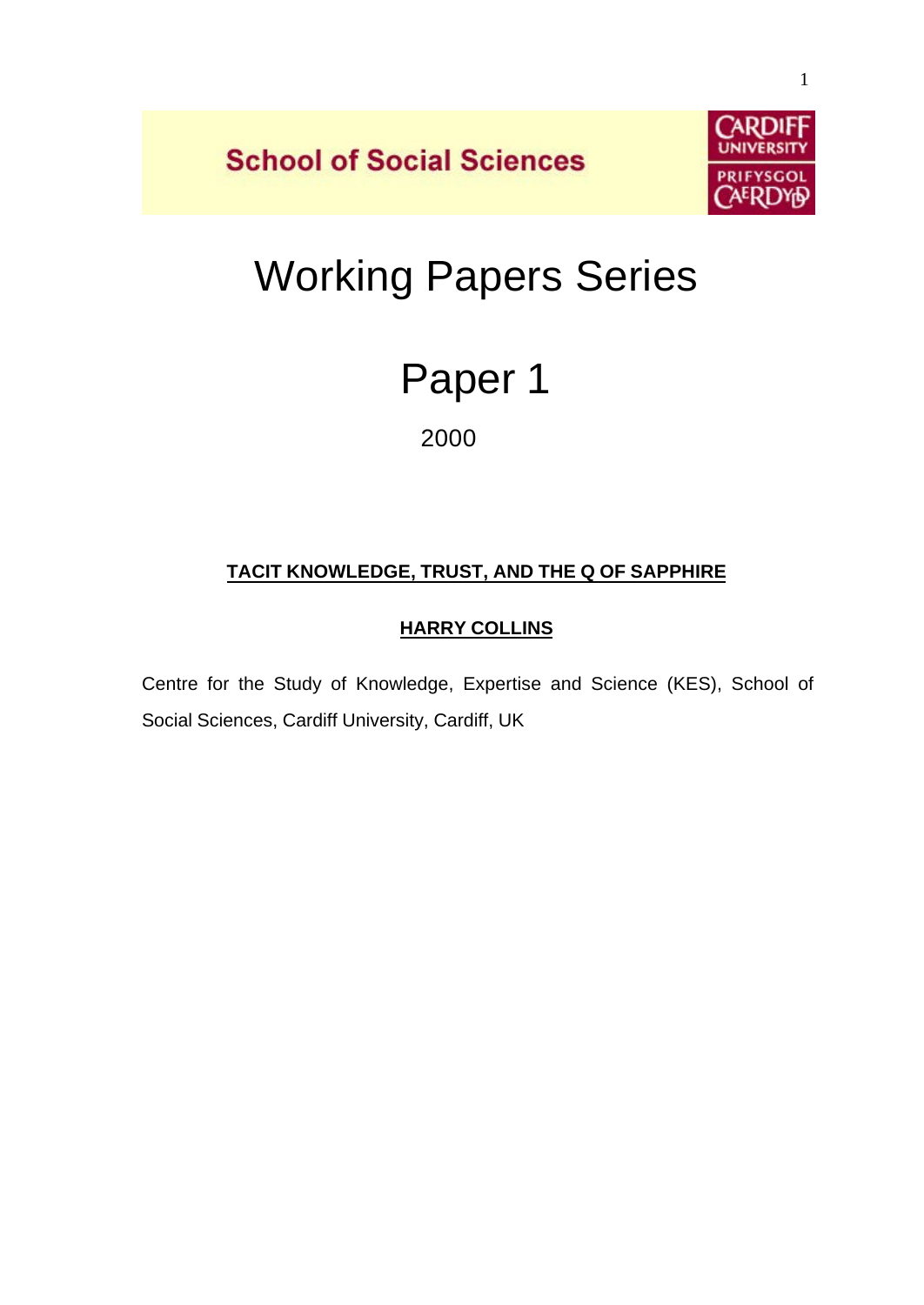School of Social Sciences

CARDIFF UNIVERSITY
PRIFYSGOL CAERDYDD

# Working Papers Series

# Paper 1

2000

## TACIT KNOWLEDGE, TRUST, AND THE Q OF SAPPHIRE

### HARRY COLLINS

Centre for the Study of Knowledge, Expertise and Science (KES), School of Social Sciences, Cardiff University, Cardiff, UK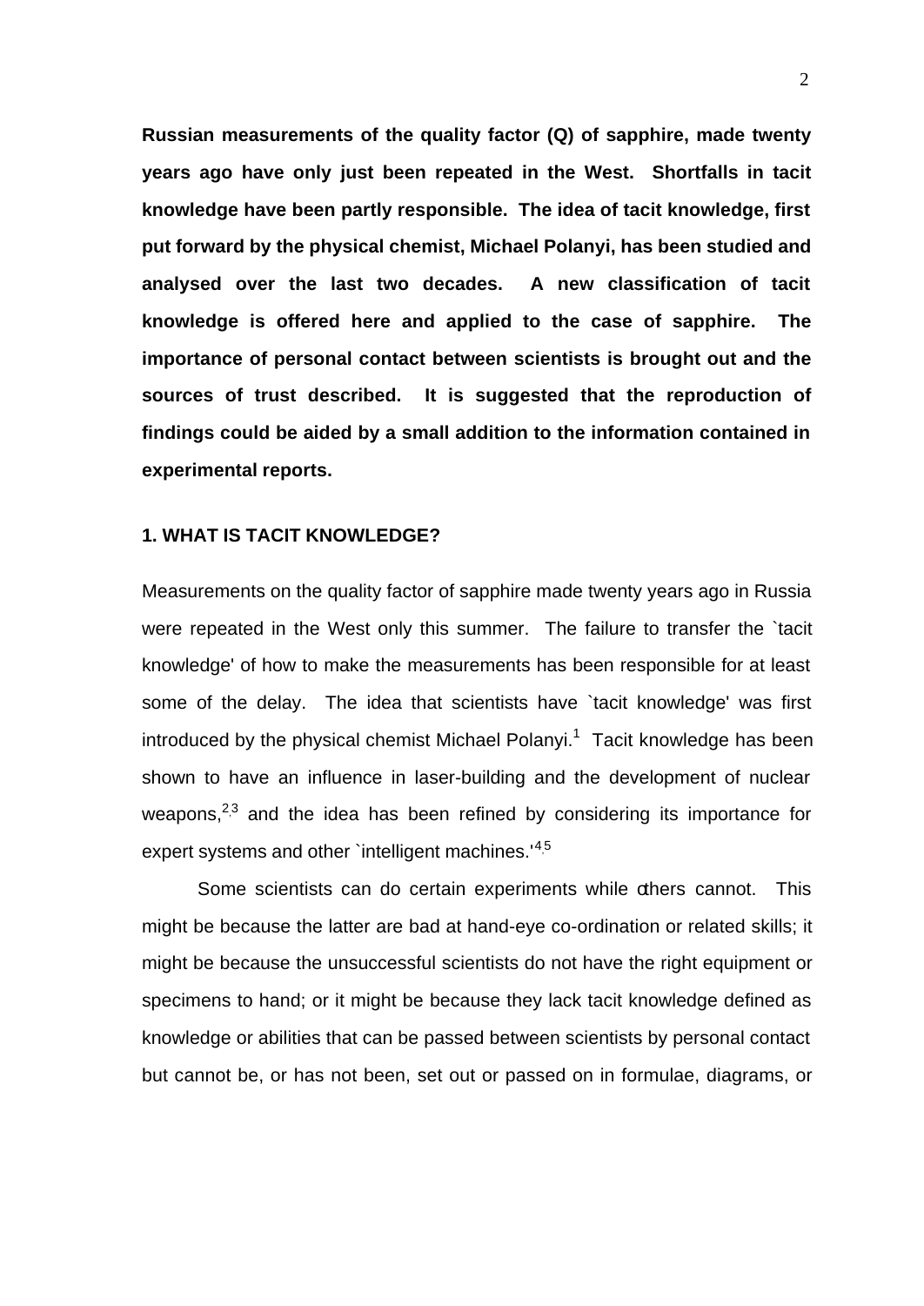**Russian measurements of the quality factor (Q) of sapphire, made twenty years ago have only just been repeated in the West. Shortfalls in tacit knowledge have been partly responsible. The idea of tacit knowledge, first put forward by the physical chemist, Michael Polanyi, has been studied and analysed over the last two decades. A new classification of tacit knowledge is offered here and applied to the case of sapphire. The importance of personal contact between scientists is brought out and the sources of trust described. It is suggested that the reproduction of findings could be aided by a small addition to the information contained in experimental reports.**

## 1. WHAT IS TACIT KNOWLEDGE?

Measurements on the quality factor of sapphire made twenty years ago in Russia were repeated in the West only this summer. The failure to transfer the `tacit knowledge' of how to make the measurements has been responsible for at least some of the delay. The idea that scientists have `tacit knowledge' was first introduced by the physical chemist Michael Polanyi.[1] Tacit knowledge has been shown to have an influence in laser-building and the development of nuclear weapons,[2,3] and the idea has been refined by considering its importance for expert systems and other `intelligent machines.'[4,5]

Some scientists can do certain experiments while others cannot. This might be because the latter are bad at hand-eye co-ordination or related skills; it might be because the unsuccessful scientists do not have the right equipment or specimens to hand; or it might be because they lack tacit knowledge defined as knowledge or abilities that can be passed between scientists by personal contact but cannot be, or has not been, set out or passed on in formulae, diagrams, or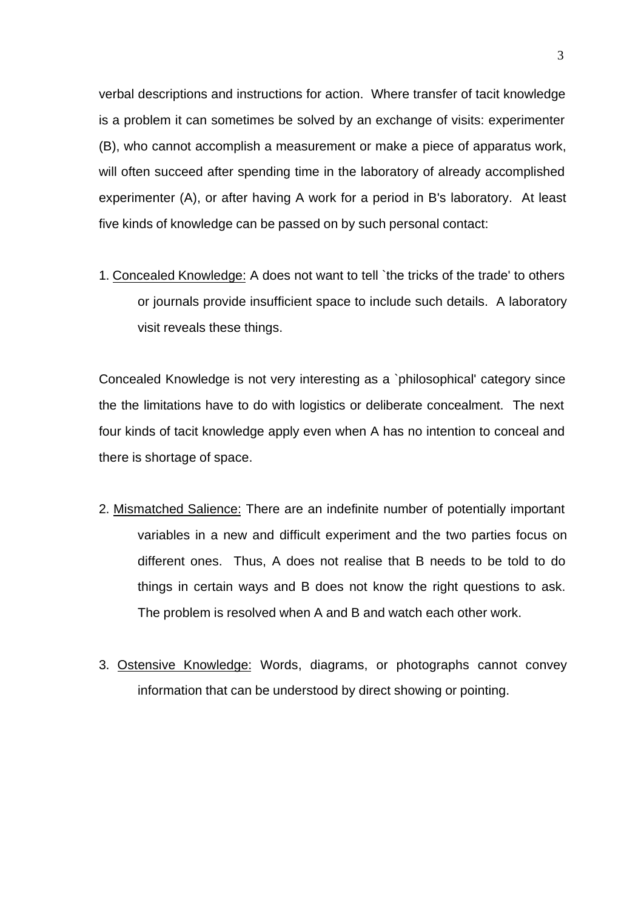verbal descriptions and instructions for action. Where transfer of tacit knowledge is a problem it can sometimes be solved by an exchange of visits: experimenter (B), who cannot accomplish a measurement or make a piece of apparatus work, will often succeed after spending time in the laboratory of already accomplished experimenter (A), or after having A work for a period in B's laboratory. At least five kinds of knowledge can be passed on by such personal contact:

1. Concealed Knowledge: A does not want to tell `the tricks of the trade' to others or journals provide insufficient space to include such details. A laboratory visit reveals these things.

Concealed Knowledge is not very interesting as a `philosophical' category since the the limitations have to do with logistics or deliberate concealment. The next four kinds of tacit knowledge apply even when A has no intention to conceal and there is shortage of space.

2. Mismatched Salience: There are an indefinite number of potentially important variables in a new and difficult experiment and the two parties focus on different ones. Thus, A does not realise that B needs to be told to do things in certain ways and B does not know the right questions to ask. The problem is resolved when A and B and watch each other work.

3. Ostensive Knowledge: Words, diagrams, or photographs cannot convey information that can be understood by direct showing or pointing.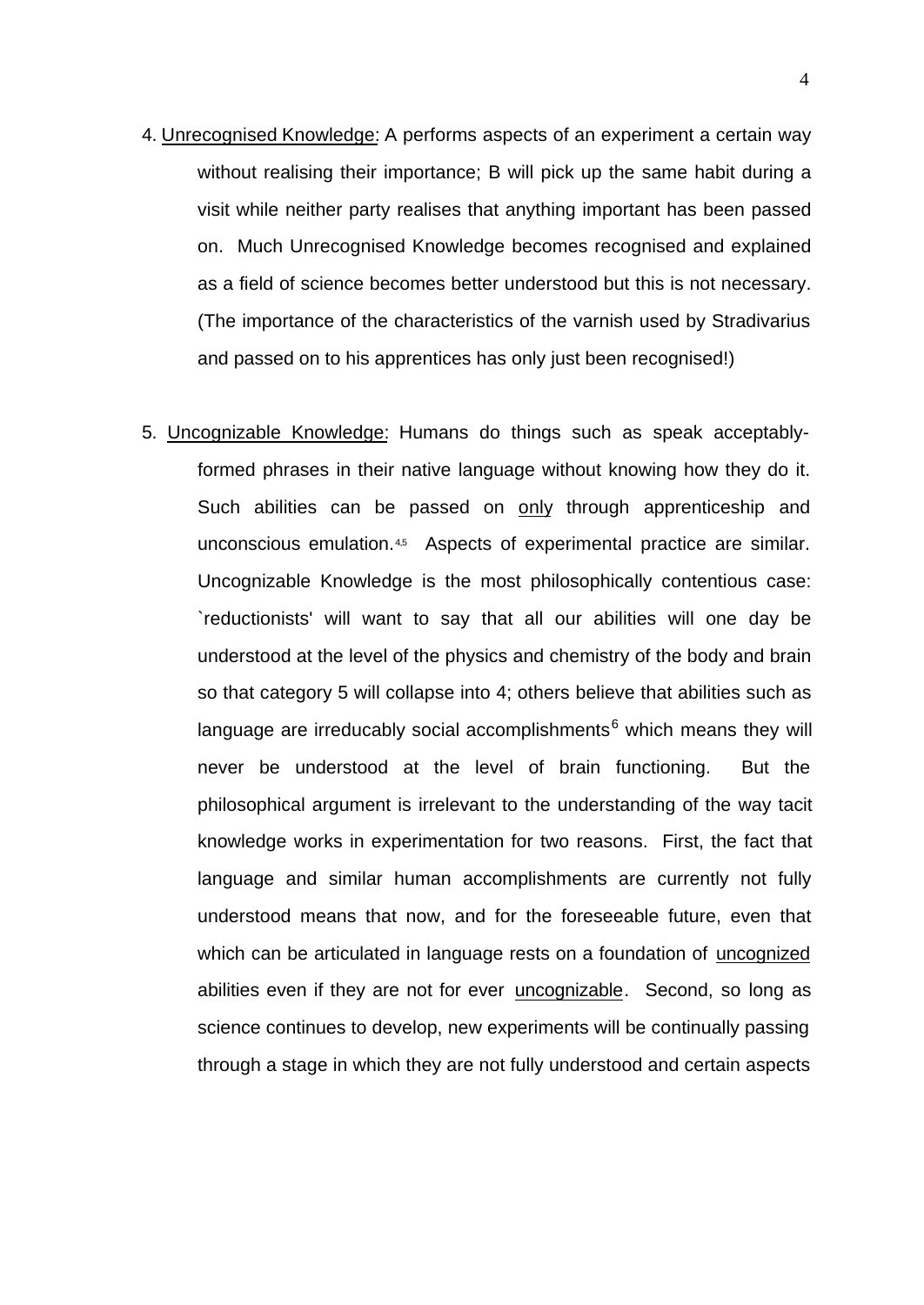4. <u>Unrecognised Knowledge:</u> A performs aspects of an experiment a certain way without realising their importance; B will pick up the same habit during a visit while neither party realises that anything important has been passed on. Much Unrecognised Knowledge becomes recognised and explained as a field of science becomes better understood but this is not necessary. (The importance of the characteristics of the varnish used by Stradivarius and passed on to his apprentices has only just been recognised!)

5. <u>Uncognizable Knowledge:</u> Humans do things such as speak acceptably-formed phrases in their native language without knowing how they do it. Such abilities can be passed on <u>only</u> through apprenticeship and unconscious emulation.[4,5] Aspects of experimental practice are similar. Uncognizable Knowledge is the most philosophically contentious case: `reductionists' will want to say that all our abilities will one day be understood at the level of the physics and chemistry of the body and brain so that category 5 will collapse into 4; others believe that abilities such as language are irreducably social accomplishments[6] which means they will never be understood at the level of brain functioning. But the philosophical argument is irrelevant to the understanding of the way tacit knowledge works in experimentation for two reasons. First, the fact that language and similar human accomplishments are currently not fully understood means that now, and for the foreseeable future, even that which can be articulated in language rests on a foundation of <u>uncognized</u> abilities even if they are not for ever <u>uncognizable</u>. Second, so long as science continues to develop, new experiments will be continually passing through a stage in which they are not fully understood and certain aspects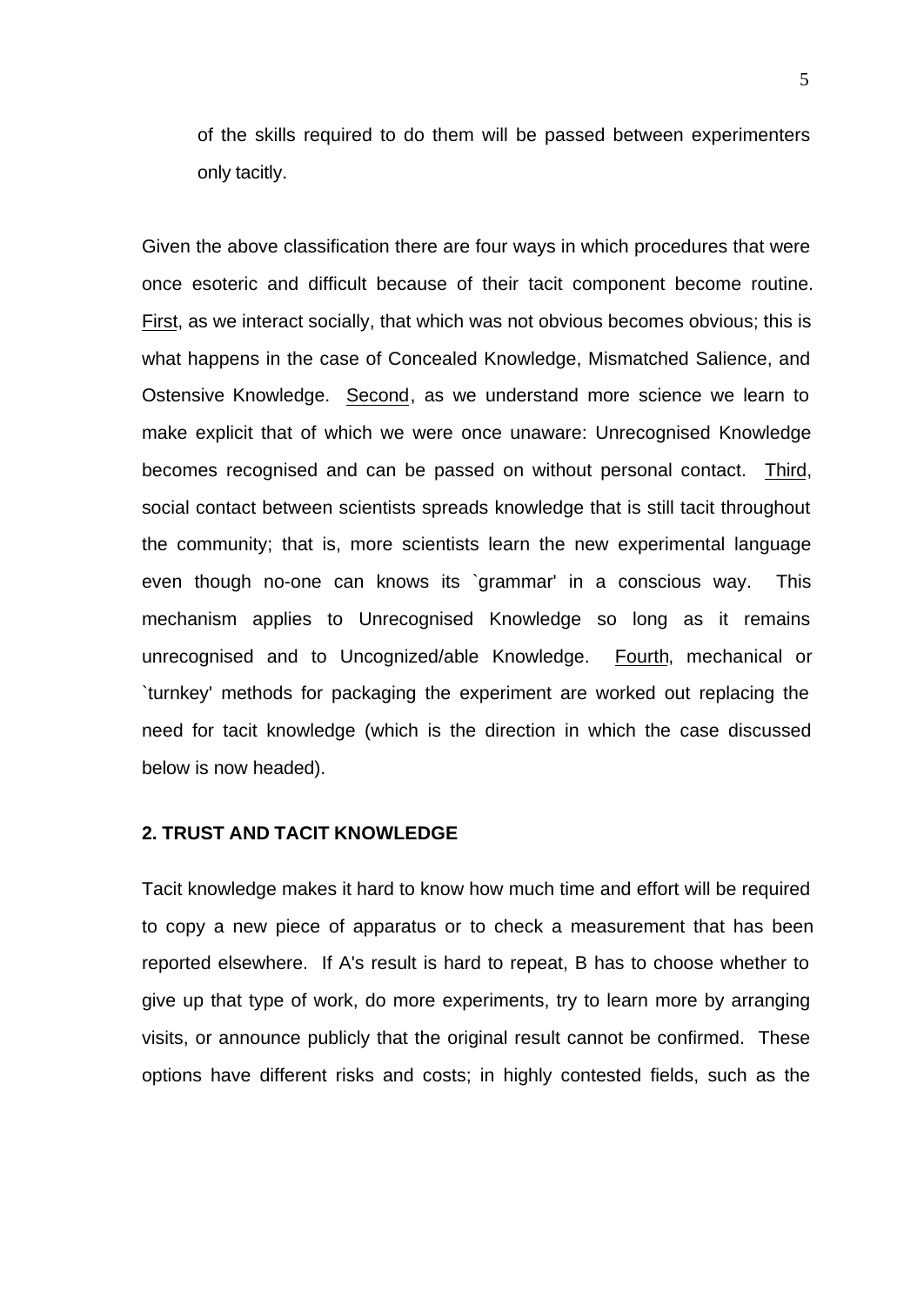of the skills required to do them will be passed between experimenters only tacitly.

Given the above classification there are four ways in which procedures that were once esoteric and difficult because of their tacit component become routine. First, as we interact socially, that which was not obvious becomes obvious; this is what happens in the case of Concealed Knowledge, Mismatched Salience, and Ostensive Knowledge. Second, as we understand more science we learn to make explicit that of which we were once unaware: Unrecognised Knowledge becomes recognised and can be passed on without personal contact. Third, social contact between scientists spreads knowledge that is still tacit throughout the community; that is, more scientists learn the new experimental language even though no-one can knows its `grammar' in a conscious way. This mechanism applies to Unrecognised Knowledge so long as it remains unrecognised and to Uncognized/able Knowledge. Fourth, mechanical or `turnkey' methods for packaging the experiment are worked out replacing the need for tacit knowledge (which is the direction in which the case discussed below is now headed).

## 2. TRUST AND TACIT KNOWLEDGE

Tacit knowledge makes it hard to know how much time and effort will be required to copy a new piece of apparatus or to check a measurement that has been reported elsewhere. If A's result is hard to repeat, B has to choose whether to give up that type of work, do more experiments, try to learn more by arranging visits, or announce publicly that the original result cannot be confirmed. These options have different risks and costs; in highly contested fields, such as the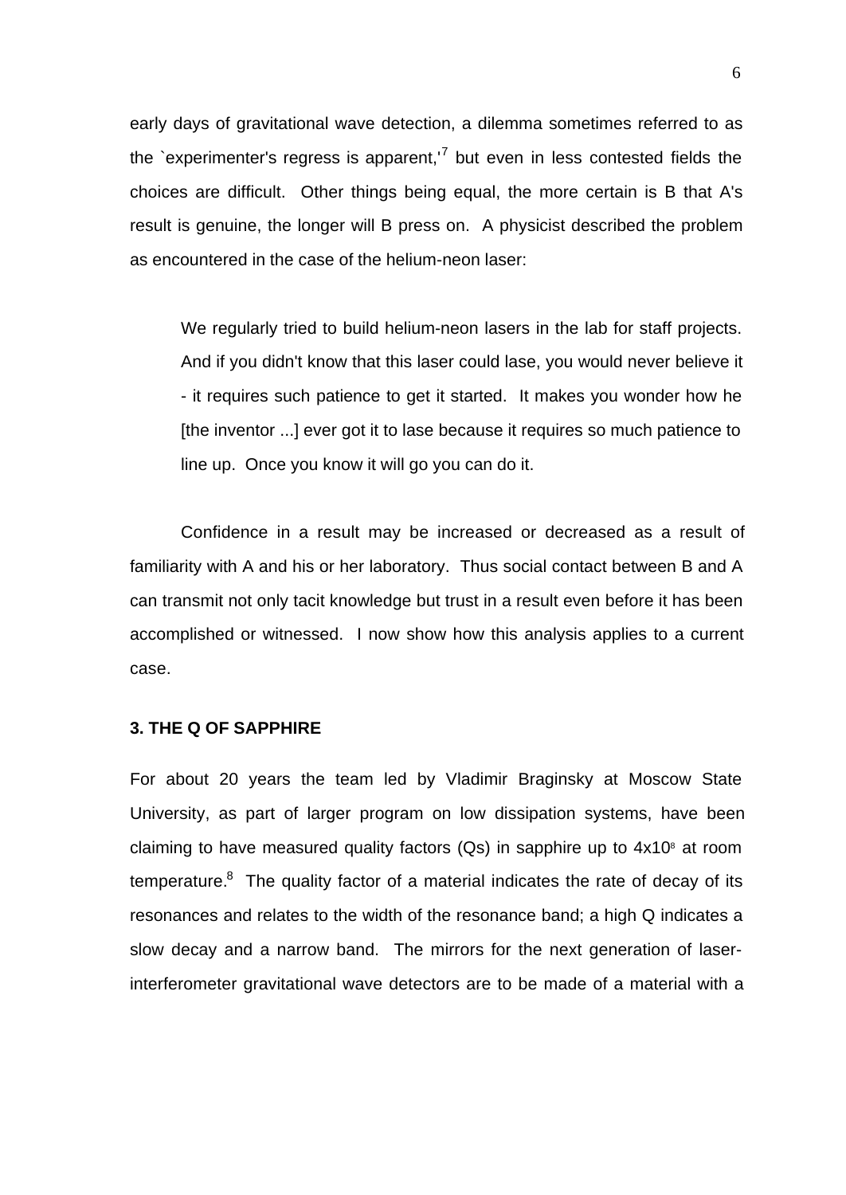early days of gravitational wave detection, a dilemma sometimes referred to as the `experimenter's regress is apparent,'[7] but even in less contested fields the choices are difficult. Other things being equal, the more certain is B that A's result is genuine, the longer will B press on. A physicist described the problem as encountered in the case of the helium-neon laser:

> We regularly tried to build helium-neon lasers in the lab for staff projects. And if you didn't know that this laser could lase, you would never believe it - it requires such patience to get it started. It makes you wonder how he [the inventor ...] ever got it to lase because it requires so much patience to line up. Once you know it will go you can do it.

Confidence in a result may be increased or decreased as a result of familiarity with A and his or her laboratory. Thus social contact between B and A can transmit not only tacit knowledge but trust in a result even before it has been accomplished or witnessed. I now show how this analysis applies to a current case.

### 3. THE Q OF SAPPHIRE

For about 20 years the team led by Vladimir Braginsky at Moscow State University, as part of larger program on low dissipation systems, have been claiming to have measured quality factors (Qs) in sapphire up to $4\text{x}10^{8}$ at room temperature.[8] The quality factor of a material indicates the rate of decay of its resonances and relates to the width of the resonance band; a high Q indicates a slow decay and a narrow band. The mirrors for the next generation of laser-interferometer gravitational wave detectors are to be made of a material with a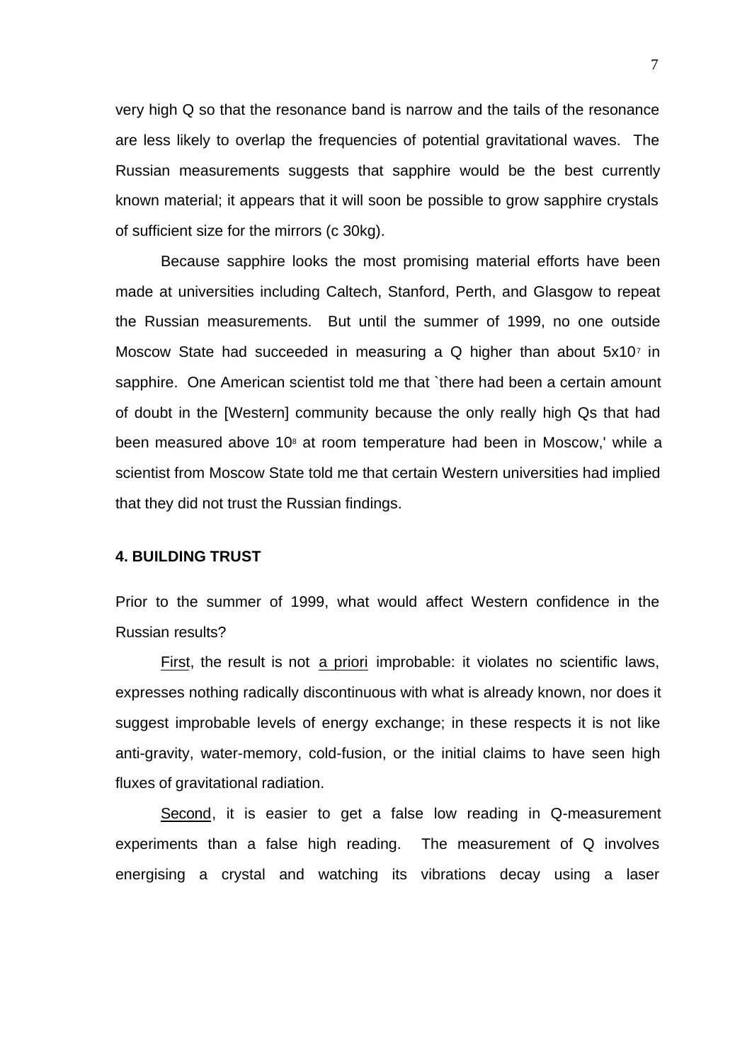very high Q so that the resonance band is narrow and the tails of the resonance are less likely to overlap the frequencies of potential gravitational waves. The Russian measurements suggests that sapphire would be the best currently known material; it appears that it will soon be possible to grow sapphire crystals of sufficient size for the mirrors (c 30kg).

Because sapphire looks the most promising material efforts have been made at universities including Caltech, Stanford, Perth, and Glasgow to repeat the Russian measurements. But until the summer of 1999, no one outside Moscow State had succeeded in measuring a Q higher than about $5 \times 10^7$ in sapphire. One American scientist told me that `there had been a certain amount of doubt in the [Western] community because the only really high Qs that had been measured above $10^8$ at room temperature had been in Moscow,' while a scientist from Moscow State told me that certain Western universities had implied that they did not trust the Russian findings.

## 4. BUILDING TRUST

Prior to the summer of 1999, what would affect Western confidence in the Russian results?

First, the result is not *a priori* improbable: it violates no scientific laws, expresses nothing radically discontinuous with what is already known, nor does it suggest improbable levels of energy exchange; in these respects it is not like anti-gravity, water-memory, cold-fusion, or the initial claims to have seen high fluxes of gravitational radiation.

Second, it is easier to get a false low reading in Q-measurement experiments than a false high reading. The measurement of Q involves energising a crystal and watching its vibrations decay using a laser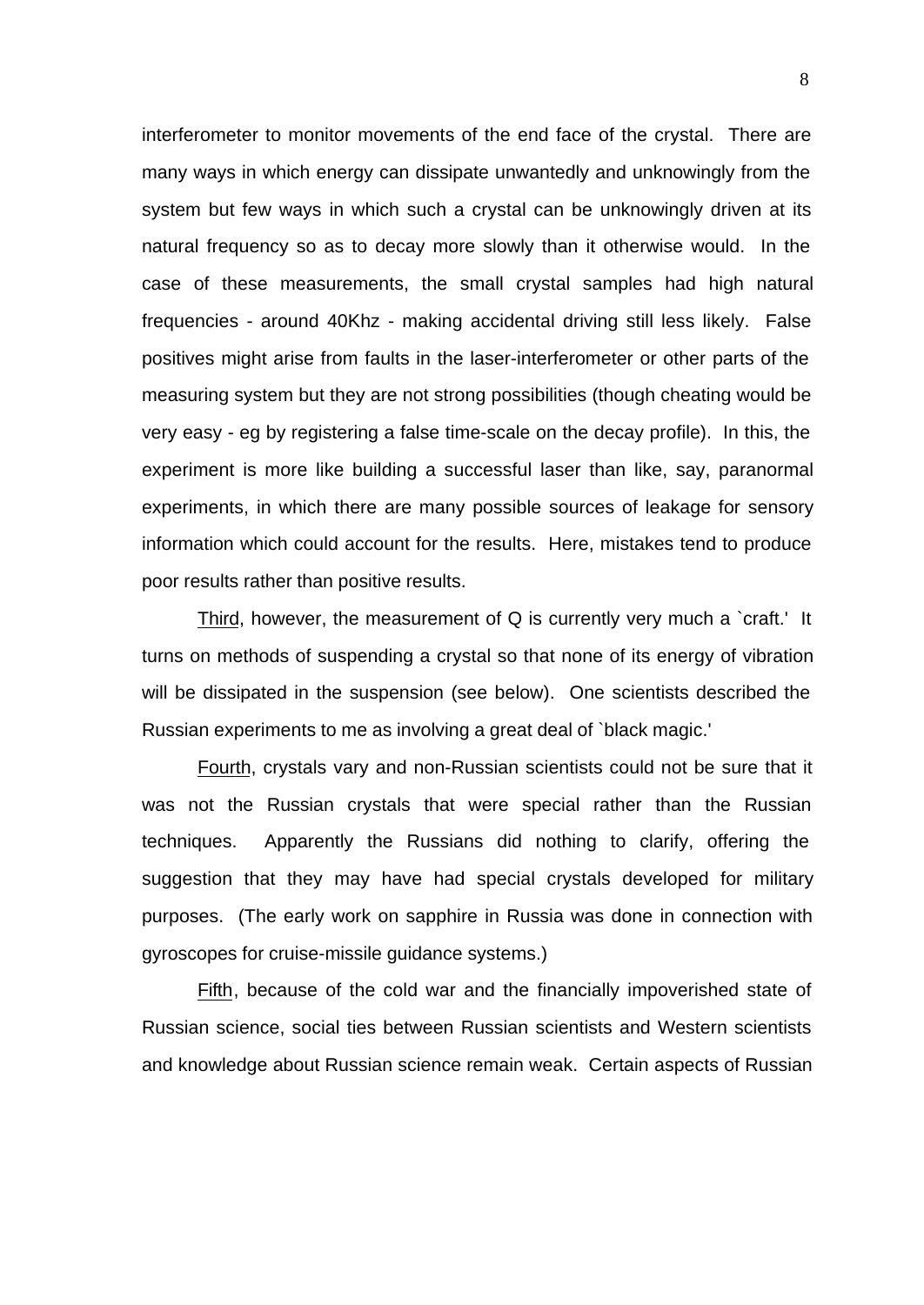interferometer to monitor movements of the end face of the crystal. There are many ways in which energy can dissipate unwantedly and unknowingly from the system but few ways in which such a crystal can be unknowingly driven at its natural frequency so as to decay more slowly than it otherwise would. In the case of these measurements, the small crystal samples had high natural frequencies - around 40Khz - making accidental driving still less likely. False positives might arise from faults in the laser-interferometer or other parts of the measuring system but they are not strong possibilities (though cheating would be very easy - eg by registering a false time-scale on the decay profile). In this, the experiment is more like building a successful laser than like, say, paranormal experiments, in which there are many possible sources of leakage for sensory information which could account for the results. Here, mistakes tend to produce poor results rather than positive results.

<u>Third</u>, however, the measurement of Q is currently very much a `craft.' It turns on methods of suspending a crystal so that none of its energy of vibration will be dissipated in the suspension (see below). One scientists described the Russian experiments to me as involving a great deal of `black magic.'

<u>Fourth</u>, crystals vary and non-Russian scientists could not be sure that it was not the Russian crystals that were special rather than the Russian techniques. Apparently the Russians did nothing to clarify, offering the suggestion that they may have had special crystals developed for military purposes. (The early work on sapphire in Russia was done in connection with gyroscopes for cruise-missile guidance systems.)

<u>Fifth</u>, because of the cold war and the financially impoverished state of Russian science, social ties between Russian scientists and Western scientists and knowledge about Russian science remain weak. Certain aspects of Russian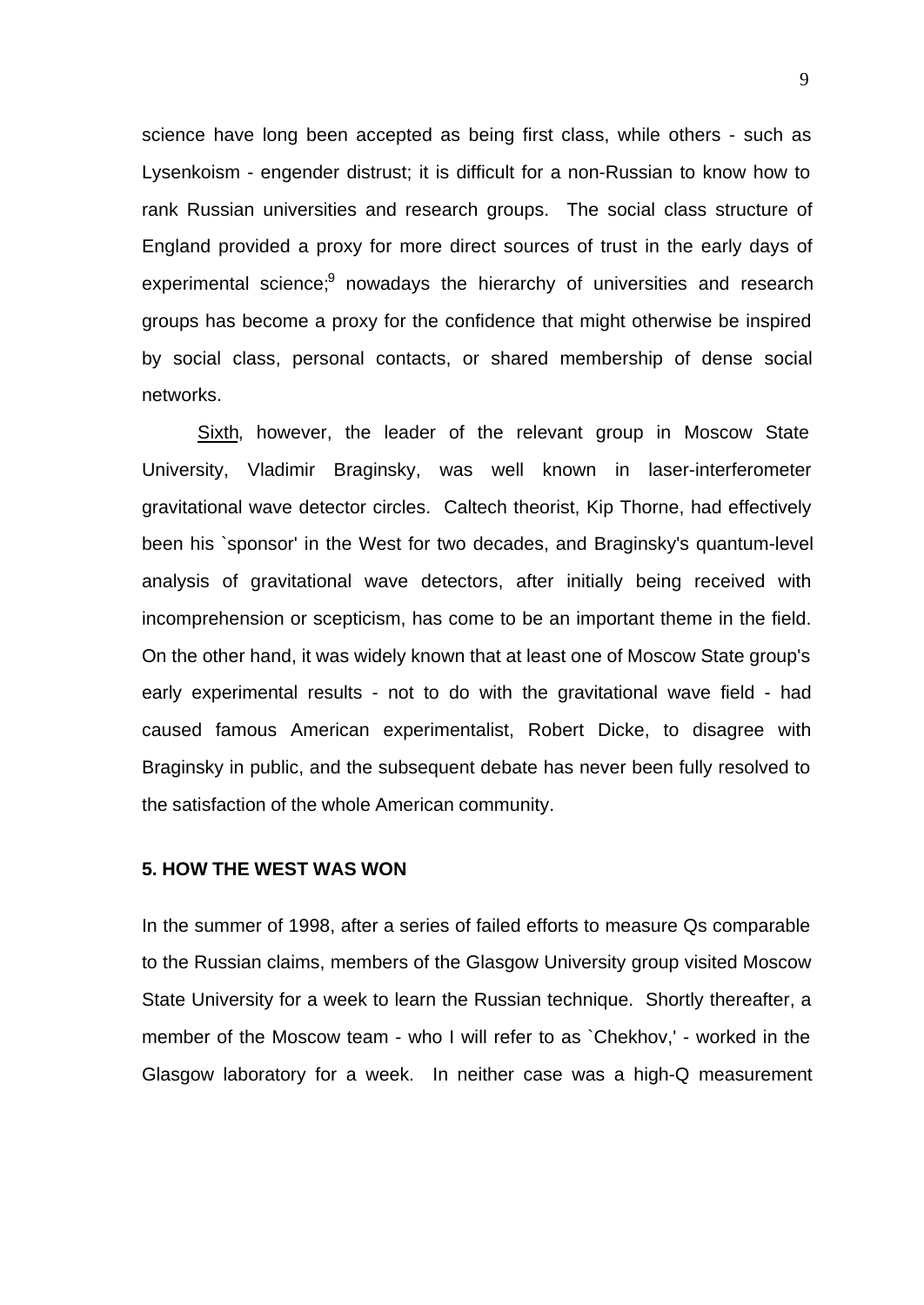science have long been accepted as being first class, while others - such as Lysenkoism - engender distrust; it is difficult for a non-Russian to know how to rank Russian universities and research groups. The social class structure of England provided a proxy for more direct sources of trust in the early days of experimental science;[9] nowadays the hierarchy of universities and research groups has become a proxy for the confidence that might otherwise be inspired by social class, personal contacts, or shared membership of dense social networks.

Sixth, however, the leader of the relevant group in Moscow State University, Vladimir Braginsky, was well known in laser-interferometer gravitational wave detector circles. Caltech theorist, Kip Thorne, had effectively been his `sponsor' in the West for two decades, and Braginsky's quantum-level analysis of gravitational wave detectors, after initially being received with incomprehension or scepticism, has come to be an important theme in the field. On the other hand, it was widely known that at least one of Moscow State group's early experimental results - not to do with the gravitational wave field - had caused famous American experimentalist, Robert Dicke, to disagree with Braginsky in public, and the subsequent debate has never been fully resolved to the satisfaction of the whole American community.

## 5. HOW THE WEST WAS WON

In the summer of 1998, after a series of failed efforts to measure Qs comparable to the Russian claims, members of the Glasgow University group visited Moscow State University for a week to learn the Russian technique. Shortly thereafter, a member of the Moscow team - who I will refer to as `Chekhov,' - worked in the Glasgow laboratory for a week. In neither case was a high-Q measurement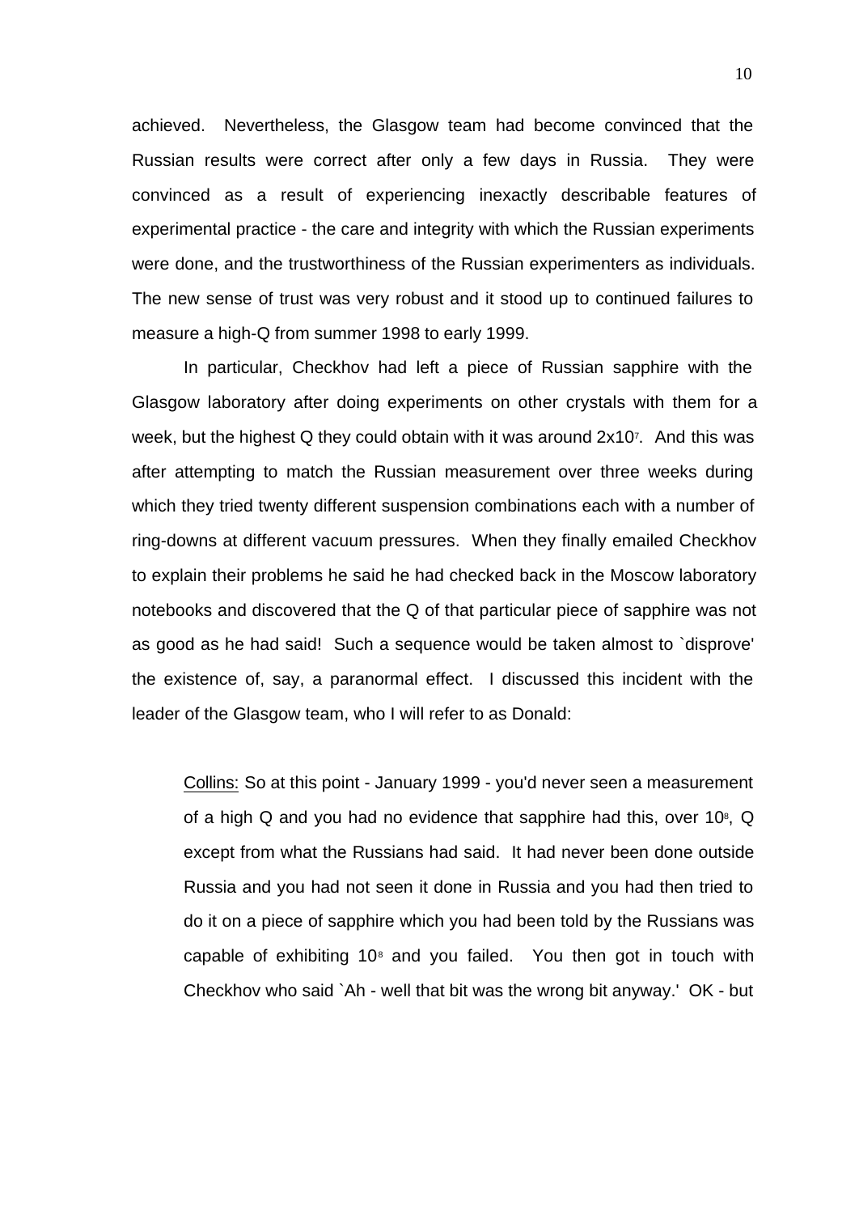achieved. Nevertheless, the Glasgow team had become convinced that the Russian results were correct after only a few days in Russia. They were convinced as a result of experiencing inexactly describable features of experimental practice - the care and integrity with which the Russian experiments were done, and the trustworthiness of the Russian experimenters as individuals. The new sense of trust was very robust and it stood up to continued failures to measure a high-Q from summer 1998 to early 1999.

In particular, Checkhov had left a piece of Russian sapphire with the Glasgow laboratory after doing experiments on other crystals with them for a week, but the highest Q they could obtain with it was around $2x10^7$. And this was after attempting to match the Russian measurement over three weeks during which they tried twenty different suspension combinations each with a number of ring-downs at different vacuum pressures. When they finally emailed Checkhov to explain their problems he said he had checked back in the Moscow laboratory notebooks and discovered that the Q of that particular piece of sapphire was not as good as he had said! Such a sequence would be taken almost to `disprove' the existence of, say, a paranormal effect. I discussed this incident with the leader of the Glasgow team, who I will refer to as Donald:

> Collins: So at this point - January 1999 - you'd never seen a measurement of a high Q and you had no evidence that sapphire had this, over $10^8$, Q except from what the Russians had said. It had never been done outside Russia and you had not seen it done in Russia and you had then tried to do it on a piece of sapphire which you had been told by the Russians was capable of exhibiting $10^8$ and you failed. You then got in touch with Checkhov who said `Ah - well that bit was the wrong bit anyway.' OK - but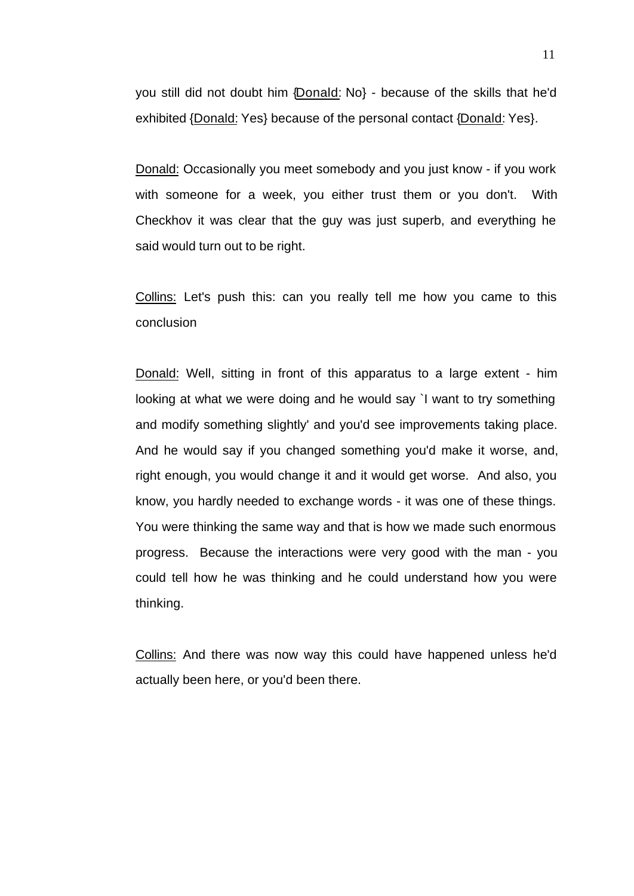you still did not doubt him {Donald: No} - because of the skills that he'd exhibited {Donald: Yes} because of the personal contact {Donald: Yes}.

Donald: Occasionally you meet somebody and you just know - if you work with someone for a week, you either trust them or you don't. With Checkhov it was clear that the guy was just superb, and everything he said would turn out to be right.

Collins: Let's push this: can you really tell me how you came to this conclusion

Donald: Well, sitting in front of this apparatus to a large extent - him looking at what we were doing and he would say `I want to try something and modify something slightly' and you'd see improvements taking place. And he would say if you changed something you'd make it worse, and, right enough, you would change it and it would get worse. And also, you know, you hardly needed to exchange words - it was one of these things. You were thinking the same way and that is how we made such enormous progress. Because the interactions were very good with the man - you could tell how he was thinking and he could understand how you were thinking.

Collins: And there was now way this could have happened unless he'd actually been here, or you'd been there.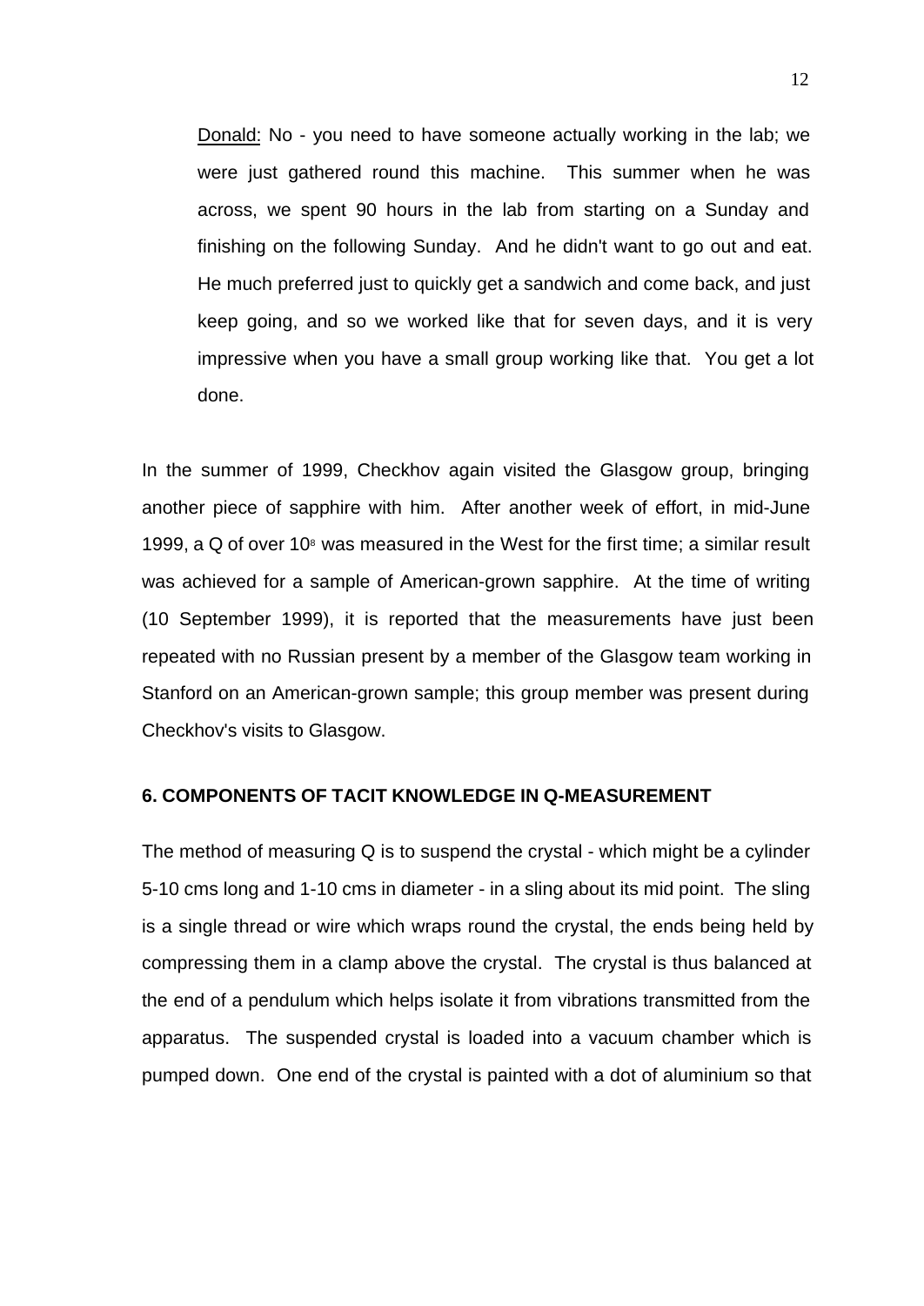> Donald: No - you need to have someone actually working in the lab; we were just gathered round this machine. This summer when he was across, we spent 90 hours in the lab from starting on a Sunday and finishing on the following Sunday. And he didn't want to go out and eat. He much preferred just to quickly get a sandwich and come back, and just keep going, and so we worked like that for seven days, and it is very impressive when you have a small group working like that. You get a lot done.

In the summer of 1999, Checkhov again visited the Glasgow group, bringing another piece of sapphire with him. After another week of effort, in mid-June 1999, a Q of over $10^8$ was measured in the West for the first time; a similar result was achieved for a sample of American-grown sapphire. At the time of writing (10 September 1999), it is reported that the measurements have just been repeated with no Russian present by a member of the Glasgow team working in Stanford on an American-grown sample; this group member was present during Checkhov's visits to Glasgow.

## 6. COMPONENTS OF TACIT KNOWLEDGE IN Q-MEASUREMENT

The method of measuring Q is to suspend the crystal - which might be a cylinder 5-10 cms long and 1-10 cms in diameter - in a sling about its mid point. The sling is a single thread or wire which wraps round the crystal, the ends being held by compressing them in a clamp above the crystal. The crystal is thus balanced at the end of a pendulum which helps isolate it from vibrations transmitted from the apparatus. The suspended crystal is loaded into a vacuum chamber which is pumped down. One end of the crystal is painted with a dot of aluminium so that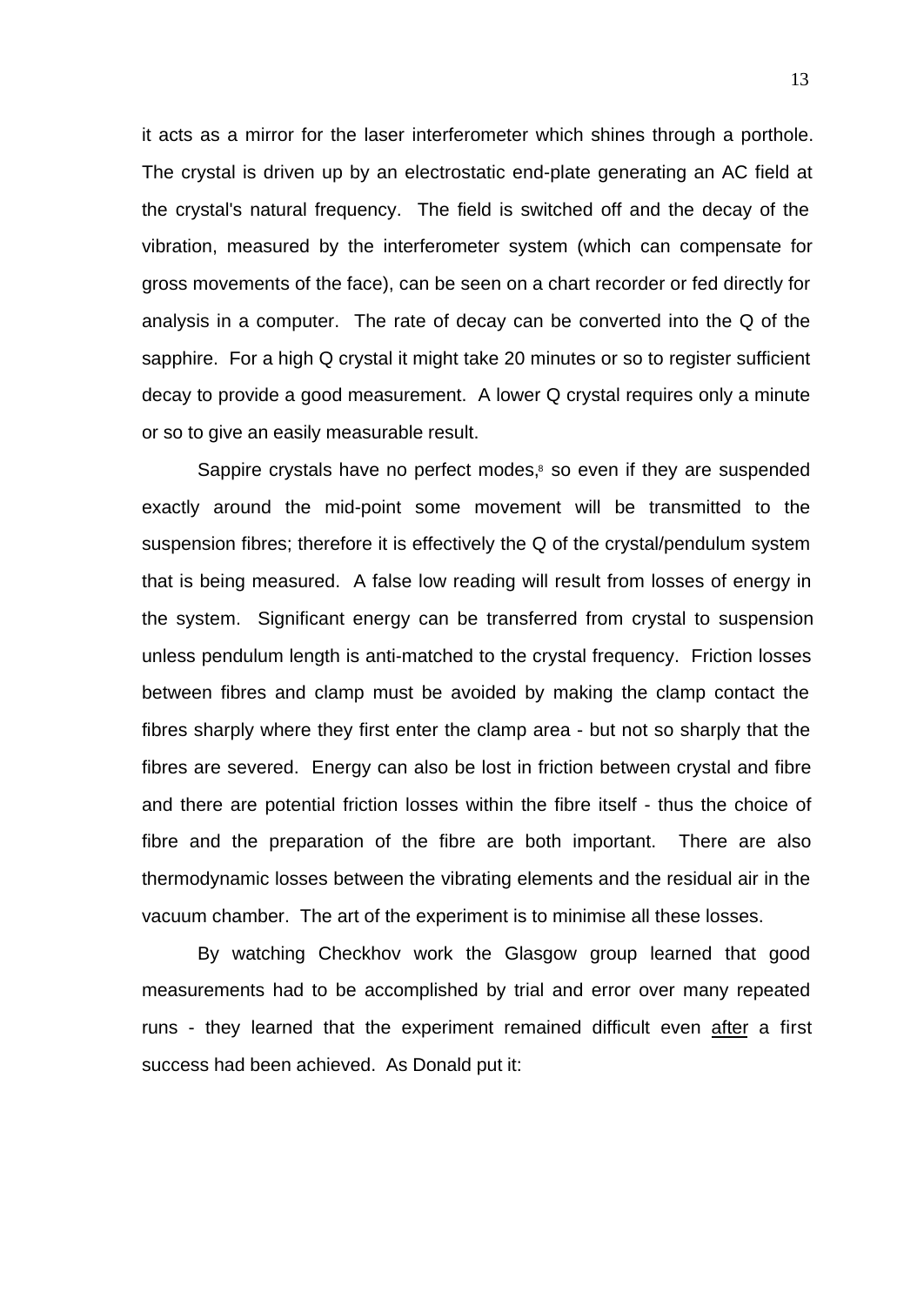it acts as a mirror for the laser interferometer which shines through a porthole. The crystal is driven up by an electrostatic end-plate generating an AC field at the crystal's natural frequency. The field is switched off and the decay of the vibration, measured by the interferometer system (which can compensate for gross movements of the face), can be seen on a chart recorder or fed directly for analysis in a computer. The rate of decay can be converted into the Q of the sapphire. For a high Q crystal it might take 20 minutes or so to register sufficient decay to provide a good measurement. A lower Q crystal requires only a minute or so to give an easily measurable result.

Sappire crystals have no perfect modes,[8] so even if they are suspended exactly around the mid-point some movement will be transmitted to the suspension fibres; therefore it is effectively the Q of the crystal/pendulum system that is being measured. A false low reading will result from losses of energy in the system. Significant energy can be transferred from crystal to suspension unless pendulum length is anti-matched to the crystal frequency. Friction losses between fibres and clamp must be avoided by making the clamp contact the fibres sharply where they first enter the clamp area - but not so sharply that the fibres are severed. Energy can also be lost in friction between crystal and fibre and there are potential friction losses within the fibre itself - thus the choice of fibre and the preparation of the fibre are both important. There are also thermodynamic losses between the vibrating elements and the residual air in the vacuum chamber. The art of the experiment is to minimise all these losses.

By watching Checkhov work the Glasgow group learned that good measurements had to be accomplished by trial and error over many repeated runs - they learned that the experiment remained difficult even after a first success had been achieved. As Donald put it: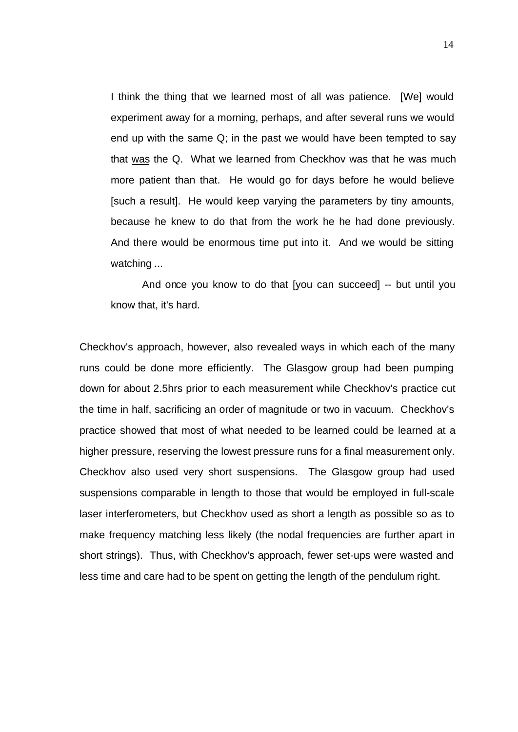> I think the thing that we learned most of all was patience. [We] would experiment away for a morning, perhaps, and after several runs we would end up with the same Q; in the past we would have been tempted to say that was the Q. What we learned from Checkhov was that he was much more patient than that. He would go for days before he would believe [such a result]. He would keep varying the parameters by tiny amounts, because he knew to do that from the work he he had done previously. And there would be enormous time put into it. And we would be sitting watching ...
>
> And once you know to do that [you can succeed] -- but until you know that, it's hard.

Checkhov's approach, however, also revealed ways in which each of the many runs could be done more efficiently. The Glasgow group had been pumping down for about 2.5hrs prior to each measurement while Checkhov's practice cut the time in half, sacrificing an order of magnitude or two in vacuum. Checkhov's practice showed that most of what needed to be learned could be learned at a higher pressure, reserving the lowest pressure runs for a final measurement only. Checkhov also used very short suspensions. The Glasgow group had used suspensions comparable in length to those that would be employed in full-scale laser interferometers, but Checkhov used as short a length as possible so as to make frequency matching less likely (the nodal frequencies are further apart in short strings). Thus, with Checkhov's approach, fewer set-ups were wasted and less time and care had to be spent on getting the length of the pendulum right.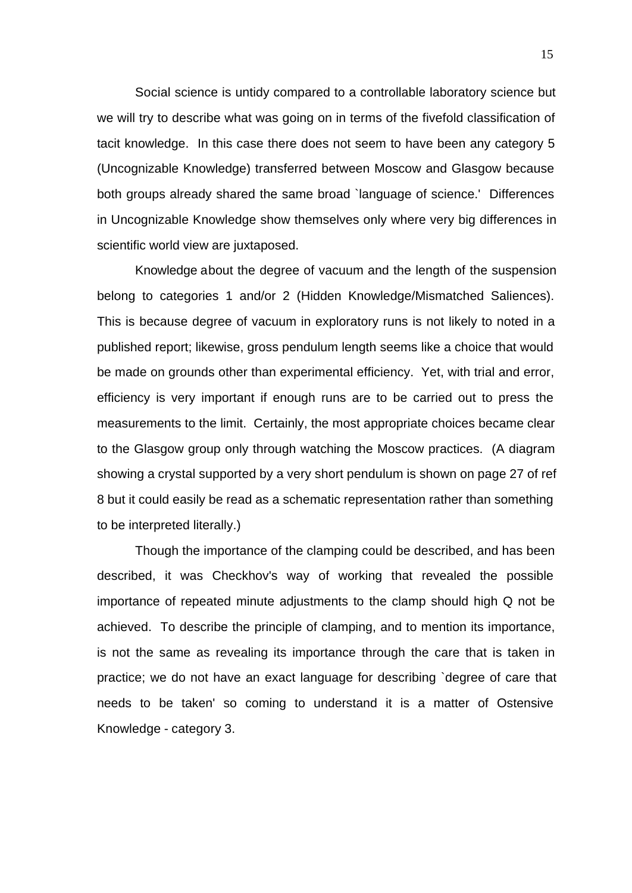Social science is untidy compared to a controllable laboratory science but we will try to describe what was going on in terms of the fivefold classification of tacit knowledge. In this case there does not seem to have been any category 5 (Uncognizable Knowledge) transferred between Moscow and Glasgow because both groups already shared the same broad `language of science.' Differences in Uncognizable Knowledge show themselves only where very big differences in scientific world view are juxtaposed.

Knowledge about the degree of vacuum and the length of the suspension belong to categories 1 and/or 2 (Hidden Knowledge/Mismatched Saliences). This is because degree of vacuum in exploratory runs is not likely to noted in a published report; likewise, gross pendulum length seems like a choice that would be made on grounds other than experimental efficiency. Yet, with trial and error, efficiency is very important if enough runs are to be carried out to press the measurements to the limit. Certainly, the most appropriate choices became clear to the Glasgow group only through watching the Moscow practices. (A diagram showing a crystal supported by a very short pendulum is shown on page 27 of ref 8 but it could easily be read as a schematic representation rather than something to be interpreted literally.)

Though the importance of the clamping could be described, and has been described, it was Checkhov's way of working that revealed the possible importance of repeated minute adjustments to the clamp should high Q not be achieved. To describe the principle of clamping, and to mention its importance, is not the same as revealing its importance through the care that is taken in practice; we do not have an exact language for describing `degree of care that needs to be taken' so coming to understand it is a matter of Ostensive Knowledge - category 3.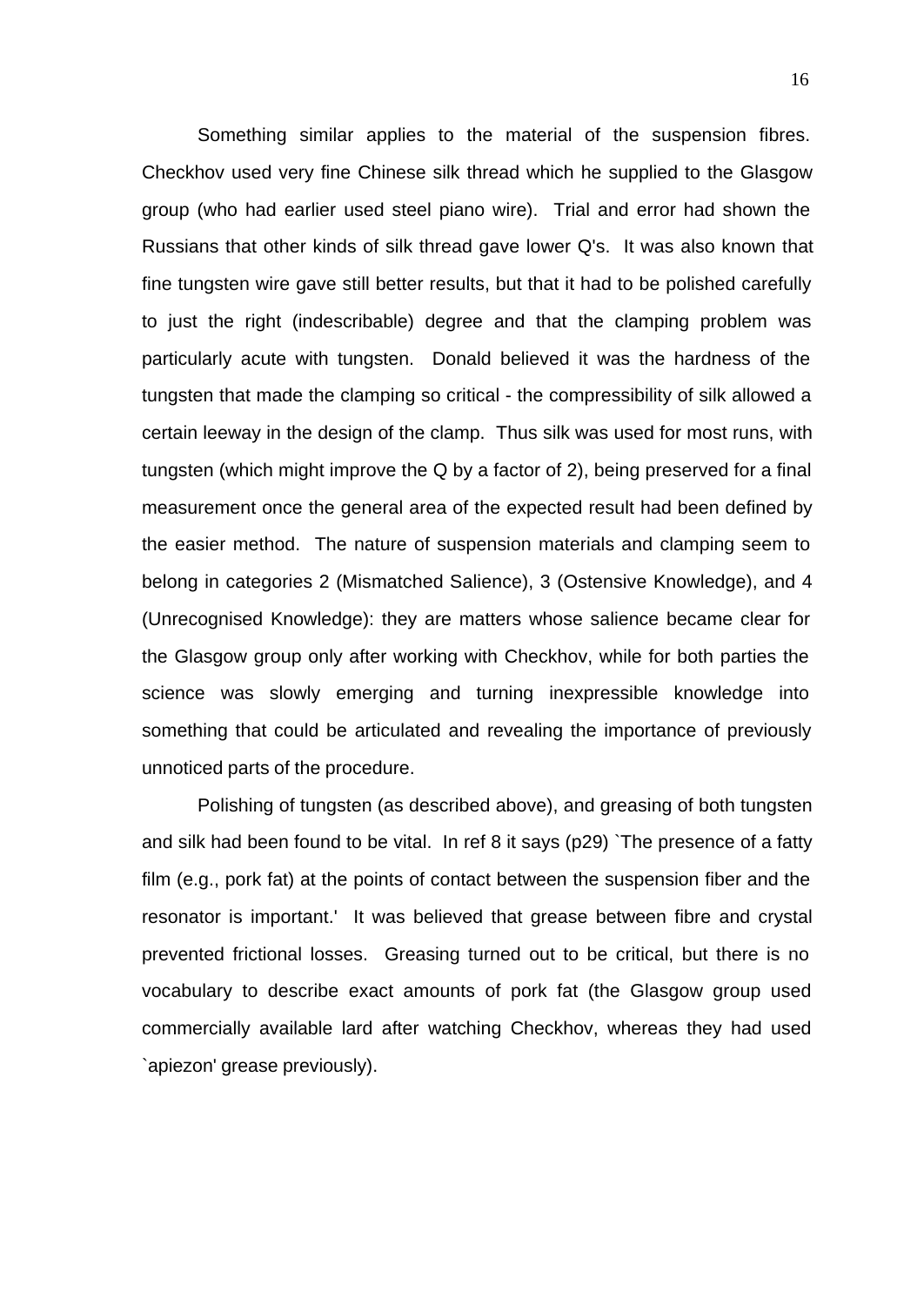Something similar applies to the material of the suspension fibres. Checkhov used very fine Chinese silk thread which he supplied to the Glasgow group (who had earlier used steel piano wire). Trial and error had shown the Russians that other kinds of silk thread gave lower Q's. It was also known that fine tungsten wire gave still better results, but that it had to be polished carefully to just the right (indescribable) degree and that the clamping problem was particularly acute with tungsten. Donald believed it was the hardness of the tungsten that made the clamping so critical - the compressibility of silk allowed a certain leeway in the design of the clamp. Thus silk was used for most runs, with tungsten (which might improve the Q by a factor of 2), being preserved for a final measurement once the general area of the expected result had been defined by the easier method. The nature of suspension materials and clamping seem to belong in categories 2 (Mismatched Salience), 3 (Ostensive Knowledge), and 4 (Unrecognised Knowledge): they are matters whose salience became clear for the Glasgow group only after working with Checkhov, while for both parties the science was slowly emerging and turning inexpressible knowledge into something that could be articulated and revealing the importance of previously unnoticed parts of the procedure.

Polishing of tungsten (as described above), and greasing of both tungsten and silk had been found to be vital. In ref 8 it says (p29) `The presence of a fatty film (e.g., pork fat) at the points of contact between the suspension fiber and the resonator is important.' It was believed that grease between fibre and crystal prevented frictional losses. Greasing turned out to be critical, but there is no vocabulary to describe exact amounts of pork fat (the Glasgow group used commercially available lard after watching Checkhov, whereas they had used `apiezon' grease previously).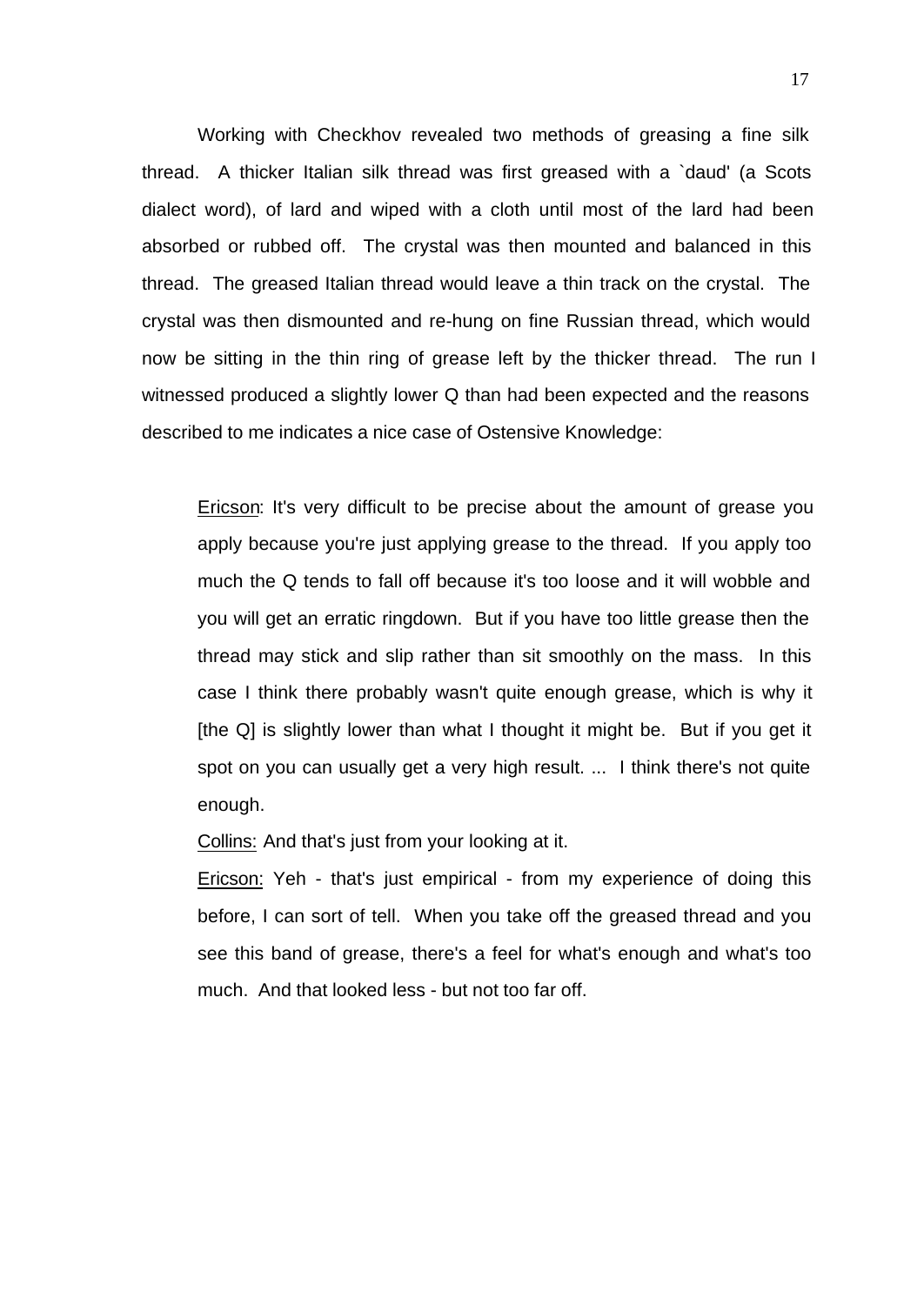Working with Checkhov revealed two methods of greasing a fine silk thread. A thicker Italian silk thread was first greased with a `daud' (a Scots dialect word), of lard and wiped with a cloth until most of the lard had been absorbed or rubbed off. The crystal was then mounted and balanced in this thread. The greased Italian thread would leave a thin track on the crystal. The crystal was then dismounted and re-hung on fine Russian thread, which would now be sitting in the thin ring of grease left by the thicker thread. The run I witnessed produced a slightly lower Q than had been expected and the reasons described to me indicates a nice case of Ostensive Knowledge:

> Ericson: It's very difficult to be precise about the amount of grease you apply because you're just applying grease to the thread. If you apply too much the Q tends to fall off because it's too loose and it will wobble and you will get an erratic ringdown. But if you have too little grease then the thread may stick and slip rather than sit smoothly on the mass. In this case I think there probably wasn't quite enough grease, which is why it [the Q] is slightly lower than what I thought it might be. But if you get it spot on you can usually get a very high result. ... I think there's not quite enough.
>
> Collins: And that's just from your looking at it.
>
> Ericson: Yeh - that's just empirical - from my experience of doing this before, I can sort of tell. When you take off the greased thread and you see this band of grease, there's a feel for what's enough and what's too much. And that looked less - but not too far off.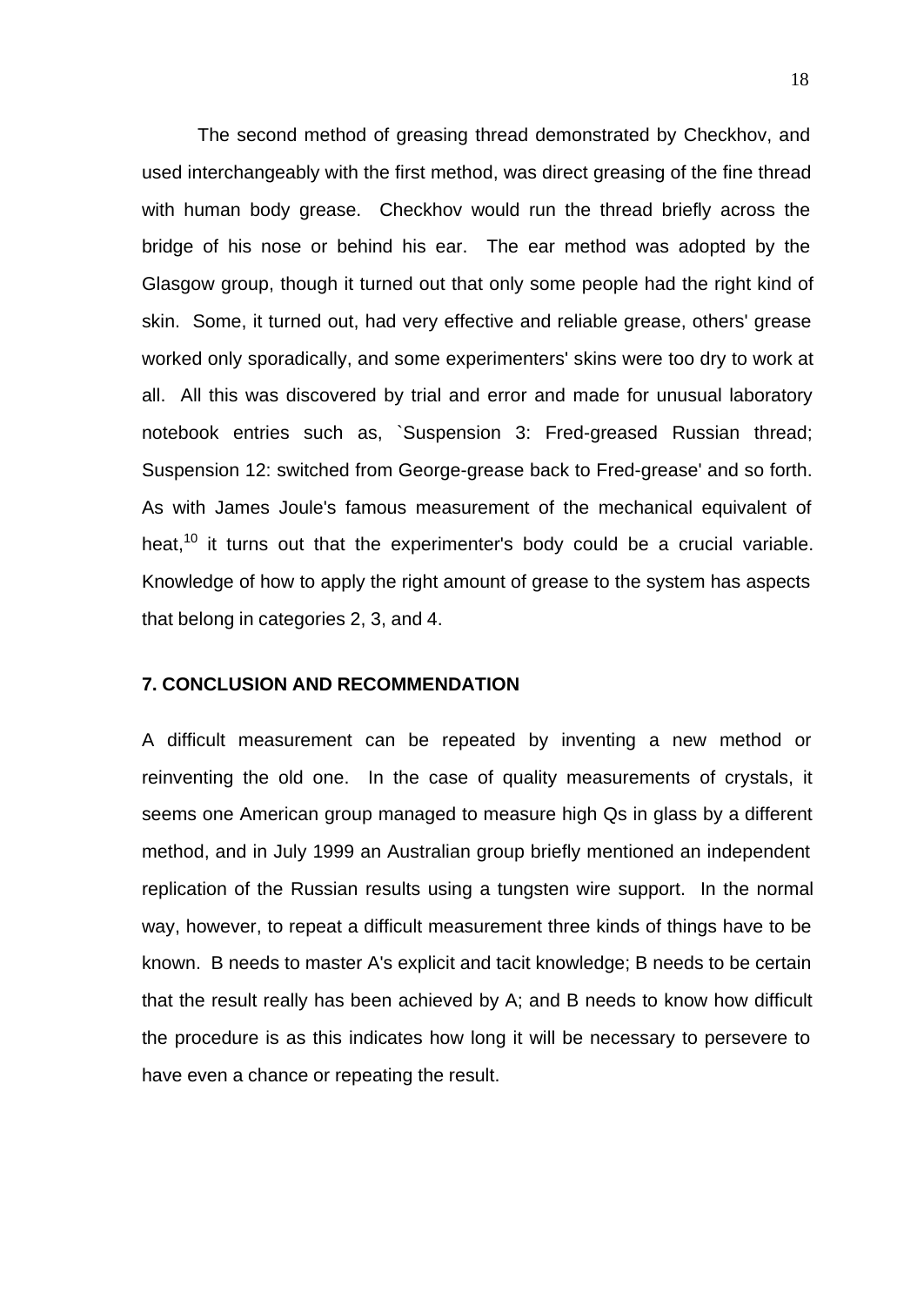The second method of greasing thread demonstrated by Checkhov, and used interchangeably with the first method, was direct greasing of the fine thread with human body grease. Checkhov would run the thread briefly across the bridge of his nose or behind his ear. The ear method was adopted by the Glasgow group, though it turned out that only some people had the right kind of skin. Some, it turned out, had very effective and reliable grease, others' grease worked only sporadically, and some experimenters' skins were too dry to work at all. All this was discovered by trial and error and made for unusual laboratory notebook entries such as, `Suspension 3: Fred-greased Russian thread; Suspension 12: switched from George-grease back to Fred-grease' and so forth. As with James Joule's famous measurement of the mechanical equivalent of heat,[10] it turns out that the experimenter's body could be a crucial variable. Knowledge of how to apply the right amount of grease to the system has aspects that belong in categories 2, 3, and 4.

## 7. CONCLUSION AND RECOMMENDATION

A difficult measurement can be repeated by inventing a new method or reinventing the old one. In the case of quality measurements of crystals, it seems one American group managed to measure high Qs in glass by a different method, and in July 1999 an Australian group briefly mentioned an independent replication of the Russian results using a tungsten wire support. In the normal way, however, to repeat a difficult measurement three kinds of things have to be known. B needs to master A's explicit and tacit knowledge; B needs to be certain that the result really has been achieved by A; and B needs to know how difficult the procedure is as this indicates how long it will be necessary to persevere to have even a chance or repeating the result.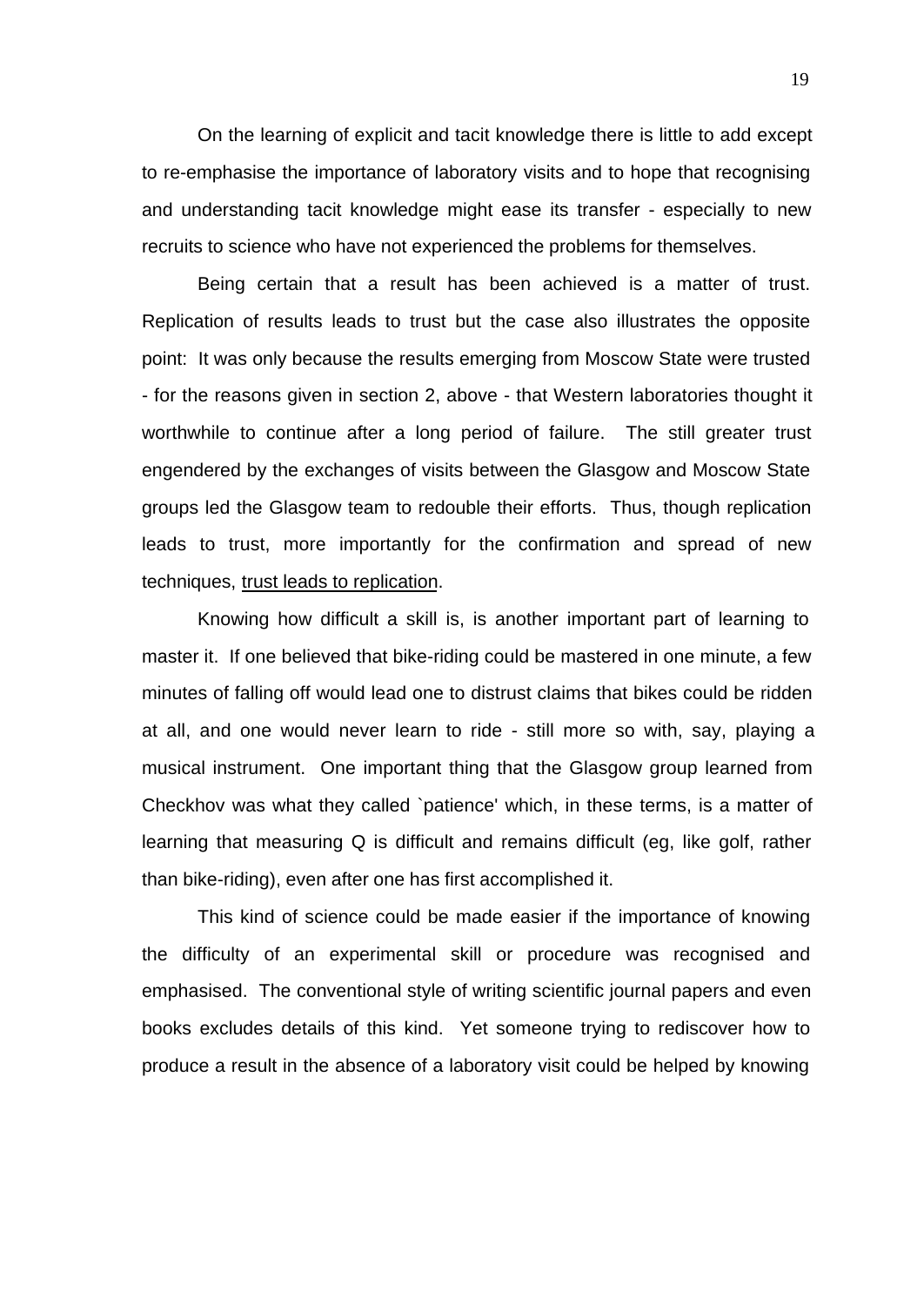On the learning of explicit and tacit knowledge there is little to add except to re-emphasise the importance of laboratory visits and to hope that recognising and understanding tacit knowledge might ease its transfer - especially to new recruits to science who have not experienced the problems for themselves.

Being certain that a result has been achieved is a matter of trust. Replication of results leads to trust but the case also illustrates the opposite point: It was only because the results emerging from Moscow State were trusted - for the reasons given in section 2, above - that Western laboratories thought it worthwhile to continue after a long period of failure. The still greater trust engendered by the exchanges of visits between the Glasgow and Moscow State groups led the Glasgow team to redouble their efforts. Thus, though replication leads to trust, more importantly for the confirmation and spread of new techniques, <u>trust leads to replication</u>.

Knowing how difficult a skill is, is another important part of learning to master it. If one believed that bike-riding could be mastered in one minute, a few minutes of falling off would lead one to distrust claims that bikes could be ridden at all, and one would never learn to ride - still more so with, say, playing a musical instrument. One important thing that the Glasgow group learned from Checkhov was what they called `patience' which, in these terms, is a matter of learning that measuring Q is difficult and remains difficult (eg, like golf, rather than bike-riding), even after one has first accomplished it.

This kind of science could be made easier if the importance of knowing the difficulty of an experimental skill or procedure was recognised and emphasised. The conventional style of writing scientific journal papers and even books excludes details of this kind. Yet someone trying to rediscover how to produce a result in the absence of a laboratory visit could be helped by knowing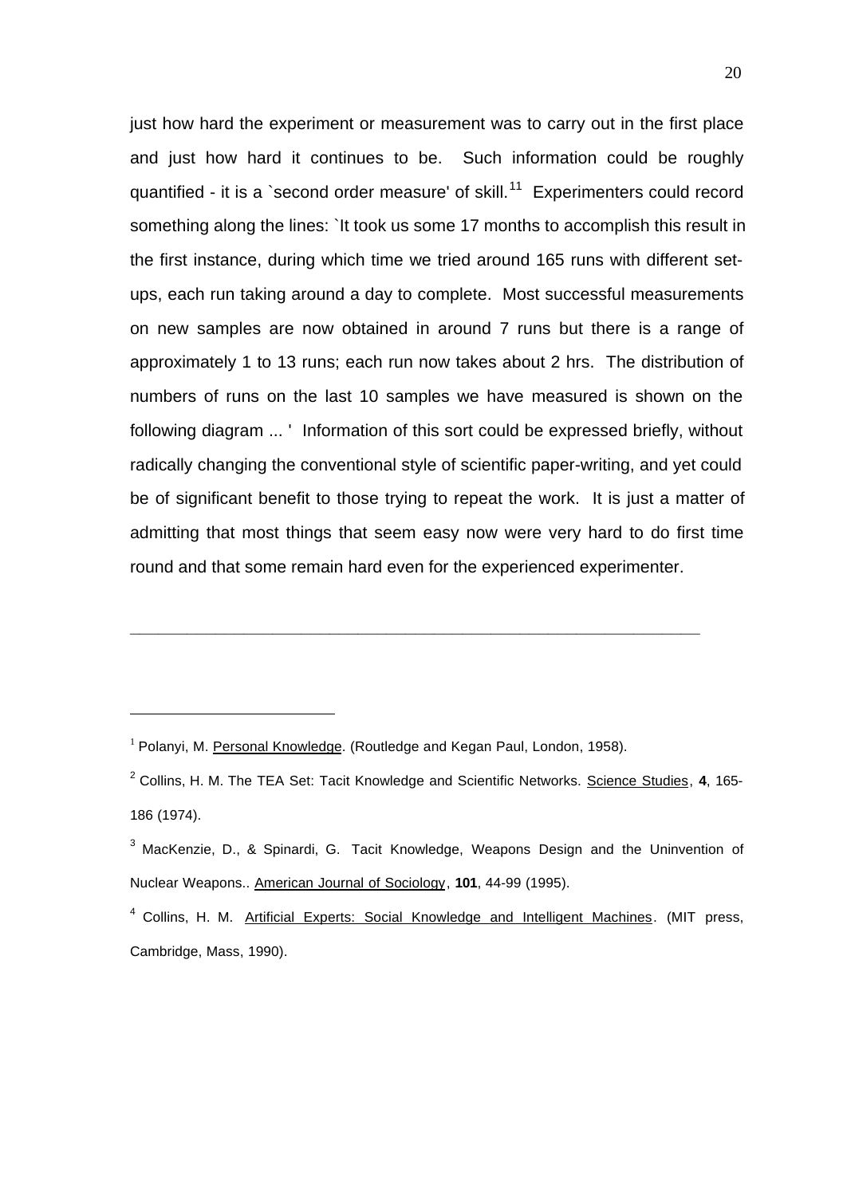just how hard the experiment or measurement was to carry out in the first place and just how hard it continues to be. Such information could be roughly quantified - it is a `second order measure' of skill.[11] Experimenters could record something along the lines: `It took us some 17 months to accomplish this result in the first instance, during which time we tried around 165 runs with different set-ups, each run taking around a day to complete. Most successful measurements on new samples are now obtained in around 7 runs but there is a range of approximately 1 to 13 runs; each run now takes about 2 hrs. The distribution of numbers of runs on the last 10 samples we have measured is shown on the following diagram ... ' Information of this sort could be expressed briefly, without radically changing the conventional style of scientific paper-writing, and yet could be of significant benefit to those trying to repeat the work. It is just a matter of admitting that most things that seem easy now were very hard to do first time round and that some remain hard even for the experienced experimenter.

---

[1] Polanyi, M. Personal Knowledge. (Routledge and Kegan Paul, London, 1958).

[2] Collins, H. M. The TEA Set: Tacit Knowledge and Scientific Networks. Science Studies, **4**, 165-186 (1974).

[3] MacKenzie, D., & Spinardi, G. Tacit Knowledge, Weapons Design and the Uninvention of Nuclear Weapons.. American Journal of Sociology, **101**, 44-99 (1995).

[4] Collins, H. M. Artificial Experts: Social Knowledge and Intelligent Machines. (MIT press, Cambridge, Mass, 1990).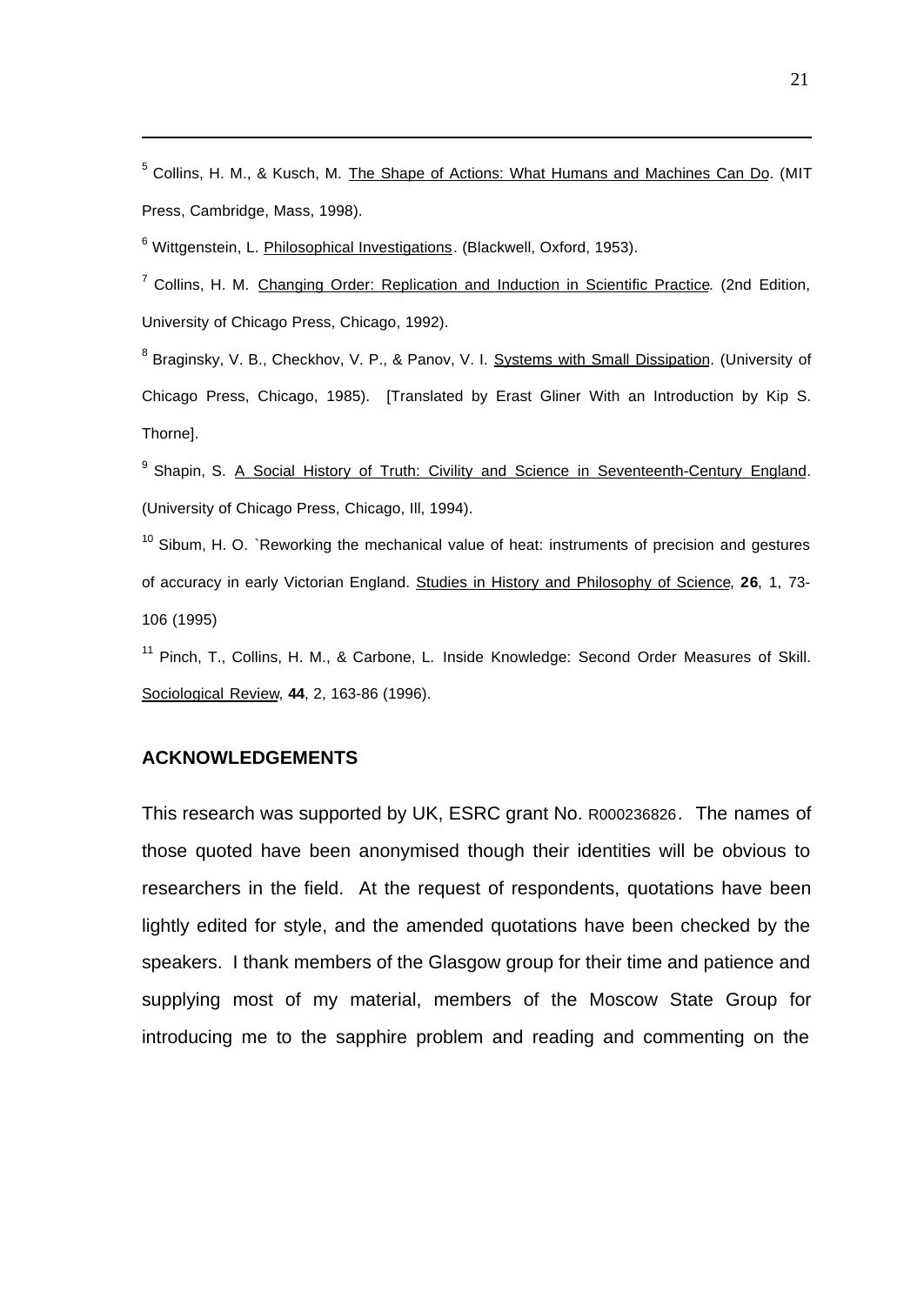[5] Collins, H. M., & Kusch, M. The Shape of Actions: What Humans and Machines Can Do. (MIT Press, Cambridge, Mass, 1998).

[6] Wittgenstein, L. Philosophical Investigations. (Blackwell, Oxford, 1953).

[7] Collins, H. M. Changing Order: Replication and Induction in Scientific Practice. (2nd Edition, University of Chicago Press, Chicago, 1992).

[8] Braginsky, V. B., Checkhov, V. P., & Panov, V. I. Systems with Small Dissipation. (University of Chicago Press, Chicago, 1985). [Translated by Erast Gliner With an Introduction by Kip S. Thorne].

[9] Shapin, S. A Social History of Truth: Civility and Science in Seventeenth-Century England. (University of Chicago Press, Chicago, Ill, 1994).

[10] Sibum, H. O. `Reworking the mechanical value of heat: instruments of precision and gestures of accuracy in early Victorian England. Studies in History and Philosophy of Science, **26**, 1, 73-106 (1995)

[11] Pinch, T., Collins, H. M., & Carbone, L. Inside Knowledge: Second Order Measures of Skill. Sociological Review, **44**, 2, 163-86 (1996).

## ACKNOWLEDGEMENTS

This research was supported by UK, ESRC grant No. R000236826. The names of those quoted have been anonymised though their identities will be obvious to researchers in the field. At the request of respondents, quotations have been lightly edited for style, and the amended quotations have been checked by the speakers. I thank members of the Glasgow group for their time and patience and supplying most of my material, members of the Moscow State Group for introducing me to the sapphire problem and reading and commenting on the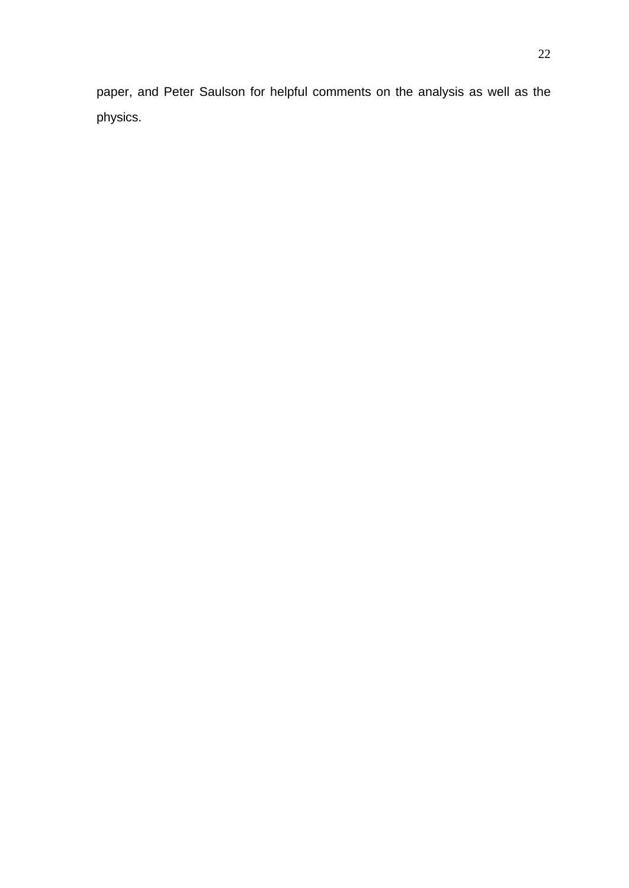paper, and Peter Saulson for helpful comments on the analysis as well as the physics.